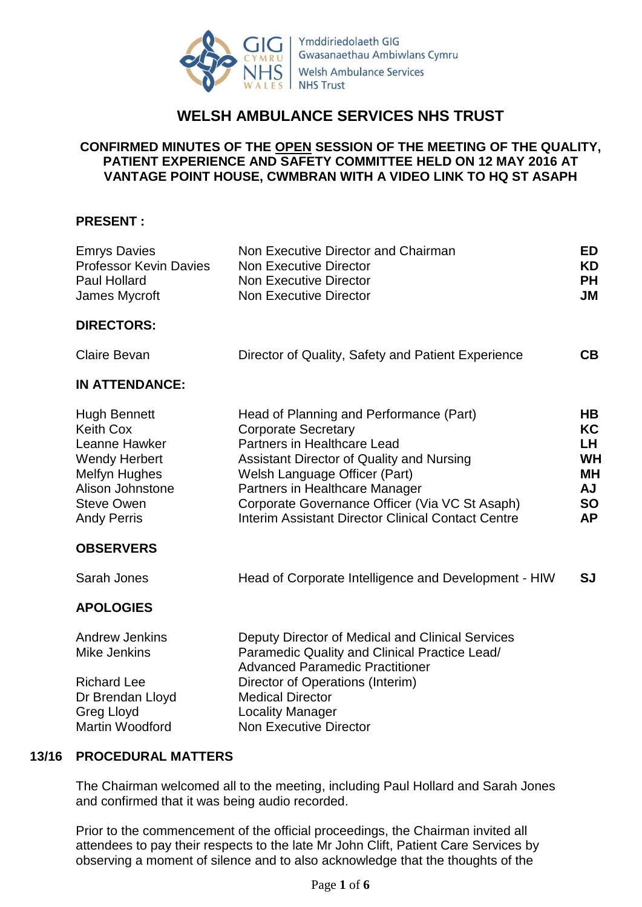Ymddiriedolaeth GIG Gwasanaethau Ambiwlans Cymru
Welsh Ambulance Services NHS Trust

# WELSH AMBULANCE SERVICES NHS TRUST

## CONFIRMED MINUTES OF THE OPEN SESSION OF THE MEETING OF THE QUALITY, PATIENT EXPERIENCE AND SAFETY COMMITTEE HELD ON 12 MAY 2016 AT VANTAGE POINT HOUSE, CWMBRAN WITH A VIDEO LINK TO HQ ST ASAPH

**PRESENT :**

| | | |
|---|---|---|
| Emrys Davies | Non Executive Director and Chairman | **ED** |
| Professor Kevin Davies | Non Executive Director | **KD** |
| Paul Hollard | Non Executive Director | **PH** |
| James Mycroft | Non Executive Director | **JM** |

**DIRECTORS:**

| | | |
|---|---|---|
| Claire Bevan | Director of Quality, Safety and Patient Experience | **CB** |

**IN ATTENDANCE:**

| | | |
|---|---|---|
| Hugh Bennett | Head of Planning and Performance (Part) | **HB** |
| Keith Cox | Corporate Secretary | **KC** |
| Leanne Hawker | Partners in Healthcare Lead | **LH** |
| Wendy Herbert | Assistant Director of Quality and Nursing | **WH** |
| Melfyn Hughes | Welsh Language Officer (Part) | **MH** |
| Alison Johnstone | Partners in Healthcare Manager | **AJ** |
| Steve Owen | Corporate Governance Officer (Via VC St Asaph) | **SO** |
| Andy Perris | Interim Assistant Director Clinical Contact Centre | **AP** |

**OBSERVERS**

| | | |
|---|---|---|
| Sarah Jones | Head of Corporate Intelligence and Development - HIW | **SJ** |

**APOLOGIES**

| | |
|---|---|
| Andrew Jenkins | Deputy Director of Medical and Clinical Services |
| Mike Jenkins | Paramedic Quality and Clinical Practice Lead/ Advanced Paramedic Practitioner |
| Richard Lee | Director of Operations (Interim) |
| Dr Brendan Lloyd | Medical Director |
| Greg Lloyd | Locality Manager |
| Martin Woodford | Non Executive Director |

**13/16 PROCEDURAL MATTERS**

The Chairman welcomed all to the meeting, including Paul Hollard and Sarah Jones and confirmed that it was being audio recorded.

Prior to the commencement of the official proceedings, the Chairman invited all attendees to pay their respects to the late Mr John Clift, Patient Care Services by observing a moment of silence and to also acknowledge that the thoughts of the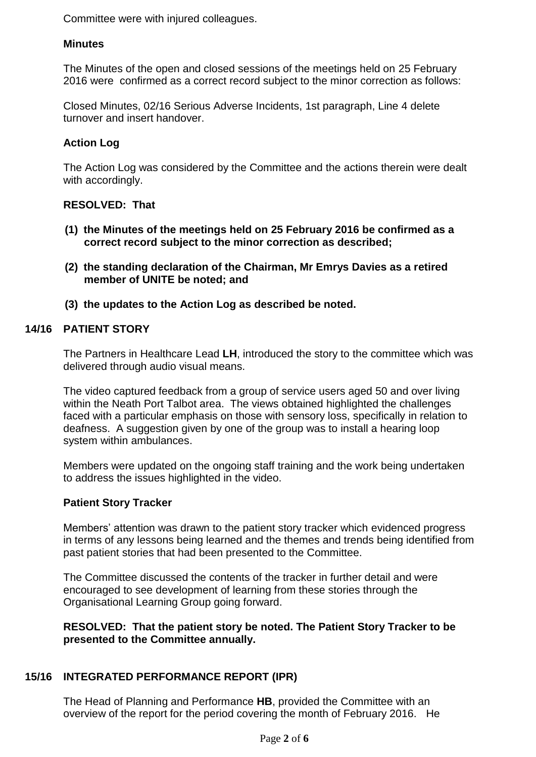Committee were with injured colleagues.

**Minutes**

The Minutes of the open and closed sessions of the meetings held on 25 February 2016 were confirmed as a correct record subject to the minor correction as follows:

Closed Minutes, 02/16 Serious Adverse Incidents, 1st paragraph, Line 4 delete turnover and insert handover.

**Action Log**

The Action Log was considered by the Committee and the actions therein were dealt with accordingly.

**RESOLVED: That**

**(1) the Minutes of the meetings held on 25 February 2016 be confirmed as a correct record subject to the minor correction as described;**

**(2) the standing declaration of the Chairman, Mr Emrys Davies as a retired member of UNITE be noted; and**

**(3) the updates to the Action Log as described be noted.**

## 14/16 PATIENT STORY

The Partners in Healthcare Lead **LH**, introduced the story to the committee which was delivered through audio visual means.

The video captured feedback from a group of service users aged 50 and over living within the Neath Port Talbot area. The views obtained highlighted the challenges faced with a particular emphasis on those with sensory loss, specifically in relation to deafness. A suggestion given by one of the group was to install a hearing loop system within ambulances.

Members were updated on the ongoing staff training and the work being undertaken to address the issues highlighted in the video.

**Patient Story Tracker**

Members' attention was drawn to the patient story tracker which evidenced progress in terms of any lessons being learned and the themes and trends being identified from past patient stories that had been presented to the Committee.

The Committee discussed the contents of the tracker in further detail and were encouraged to see development of learning from these stories through the Organisational Learning Group going forward.

**RESOLVED: That the patient story be noted. The Patient Story Tracker to be presented to the Committee annually.**

## 15/16 INTEGRATED PERFORMANCE REPORT (IPR)

The Head of Planning and Performance **HB**, provided the Committee with an overview of the report for the period covering the month of February 2016. He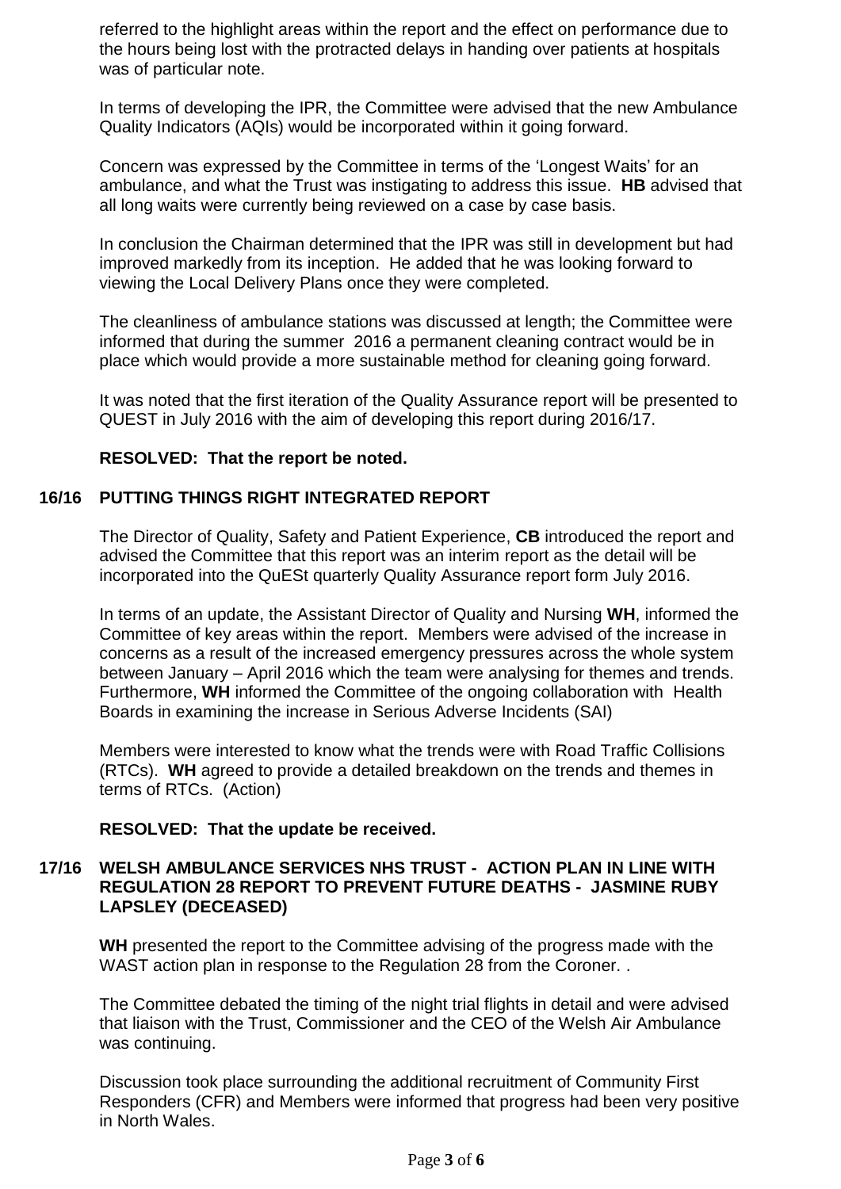referred to the highlight areas within the report and the effect on performance due to the hours being lost with the protracted delays in handing over patients at hospitals was of particular note.

In terms of developing the IPR, the Committee were advised that the new Ambulance Quality Indicators (AQIs) would be incorporated within it going forward.

Concern was expressed by the Committee in terms of the 'Longest Waits' for an ambulance, and what the Trust was instigating to address this issue. **HB** advised that all long waits were currently being reviewed on a case by case basis.

In conclusion the Chairman determined that the IPR was still in development but had improved markedly from its inception. He added that he was looking forward to viewing the Local Delivery Plans once they were completed.

The cleanliness of ambulance stations was discussed at length; the Committee were informed that during the summer 2016 a permanent cleaning contract would be in place which would provide a more sustainable method for cleaning going forward.

It was noted that the first iteration of the Quality Assurance report will be presented to QUEST in July 2016 with the aim of developing this report during 2016/17.

**RESOLVED: That the report be noted.**

**16/16 PUTTING THINGS RIGHT INTEGRATED REPORT**

The Director of Quality, Safety and Patient Experience, **CB** introduced the report and advised the Committee that this report was an interim report as the detail will be incorporated into the QuESt quarterly Quality Assurance report form July 2016.

In terms of an update, the Assistant Director of Quality and Nursing **WH**, informed the Committee of key areas within the report. Members were advised of the increase in concerns as a result of the increased emergency pressures across the whole system between January – April 2016 which the team were analysing for themes and trends. Furthermore, **WH** informed the Committee of the ongoing collaboration with Health Boards in examining the increase in Serious Adverse Incidents (SAI)

Members were interested to know what the trends were with Road Traffic Collisions (RTCs). **WH** agreed to provide a detailed breakdown on the trends and themes in terms of RTCs. (Action)

**RESOLVED: That the update be received.**

**17/16 WELSH AMBULANCE SERVICES NHS TRUST - ACTION PLAN IN LINE WITH REGULATION 28 REPORT TO PREVENT FUTURE DEATHS - JASMINE RUBY LAPSLEY (DECEASED)**

**WH** presented the report to the Committee advising of the progress made with the WAST action plan in response to the Regulation 28 from the Coroner. .

The Committee debated the timing of the night trial flights in detail and were advised that liaison with the Trust, Commissioner and the CEO of the Welsh Air Ambulance was continuing.

Discussion took place surrounding the additional recruitment of Community First Responders (CFR) and Members were informed that progress had been very positive in North Wales.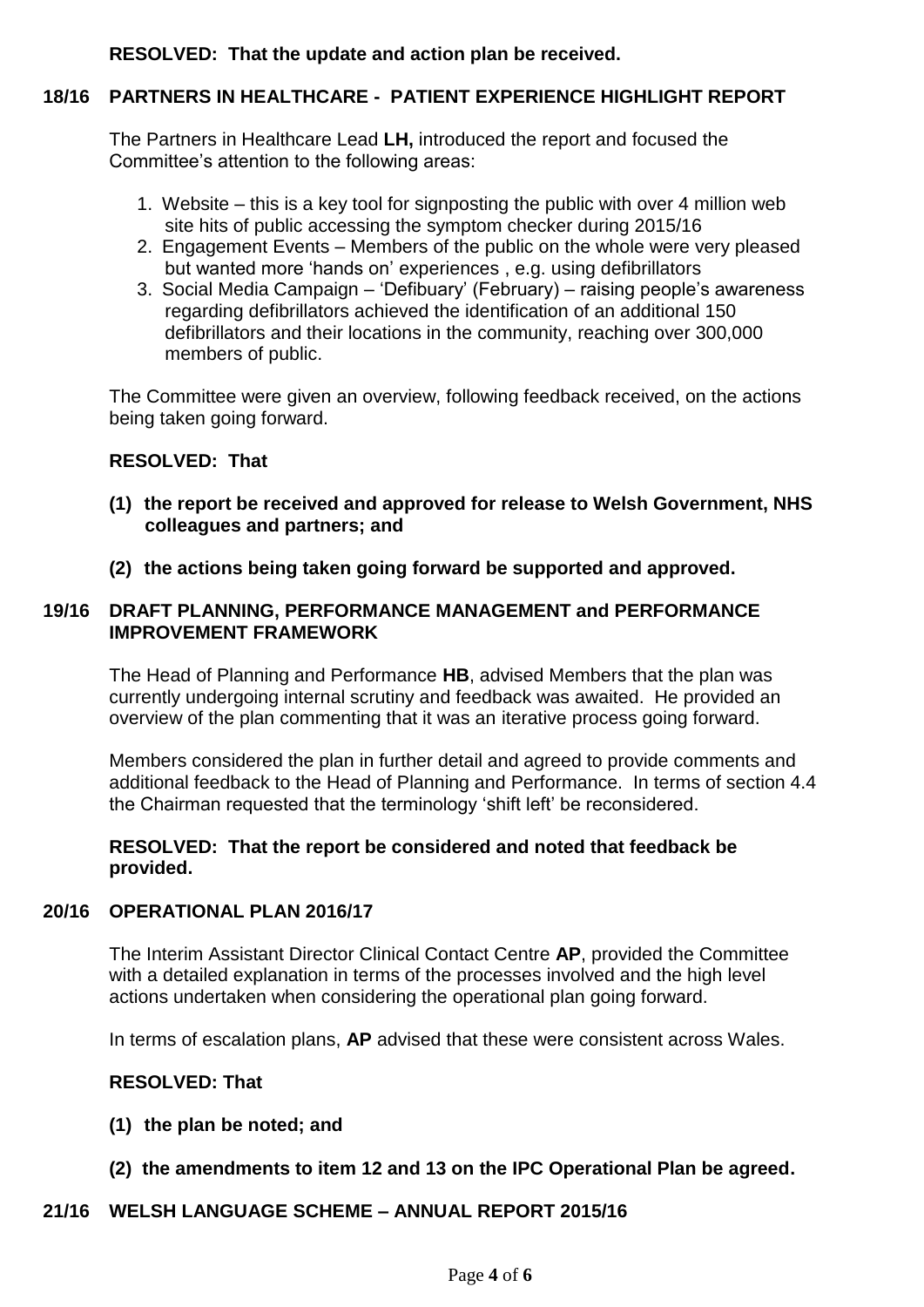**RESOLVED: That the update and action plan be received.**

## 18/16 PARTNERS IN HEALTHCARE - PATIENT EXPERIENCE HIGHLIGHT REPORT

The Partners in Healthcare Lead **LH,** introduced the report and focused the Committee's attention to the following areas:

1. Website – this is a key tool for signposting the public with over 4 million web site hits of public accessing the symptom checker during 2015/16
2. Engagement Events – Members of the public on the whole were very pleased but wanted more 'hands on' experiences , e.g. using defibrillators
3. Social Media Campaign – 'Defibuary' (February) – raising people's awareness regarding defibrillators achieved the identification of an additional 150 defibrillators and their locations in the community, reaching over 300,000 members of public.

The Committee were given an overview, following feedback received, on the actions being taken going forward.

**RESOLVED: That**

**(1) the report be received and approved for release to Welsh Government, NHS colleagues and partners; and**

**(2) the actions being taken going forward be supported and approved.**

## 19/16 DRAFT PLANNING, PERFORMANCE MANAGEMENT and PERFORMANCE IMPROVEMENT FRAMEWORK

The Head of Planning and Performance **HB**, advised Members that the plan was currently undergoing internal scrutiny and feedback was awaited. He provided an overview of the plan commenting that it was an iterative process going forward.

Members considered the plan in further detail and agreed to provide comments and additional feedback to the Head of Planning and Performance. In terms of section 4.4 the Chairman requested that the terminology 'shift left' be reconsidered.

**RESOLVED: That the report be considered and noted that feedback be provided.**

## 20/16 OPERATIONAL PLAN 2016/17

The Interim Assistant Director Clinical Contact Centre **AP**, provided the Committee with a detailed explanation in terms of the processes involved and the high level actions undertaken when considering the operational plan going forward.

In terms of escalation plans, **AP** advised that these were consistent across Wales.

**RESOLVED: That**

**(1) the plan be noted; and**

**(2) the amendments to item 12 and 13 on the IPC Operational Plan be agreed.**

## 21/16 WELSH LANGUAGE SCHEME – ANNUAL REPORT 2015/16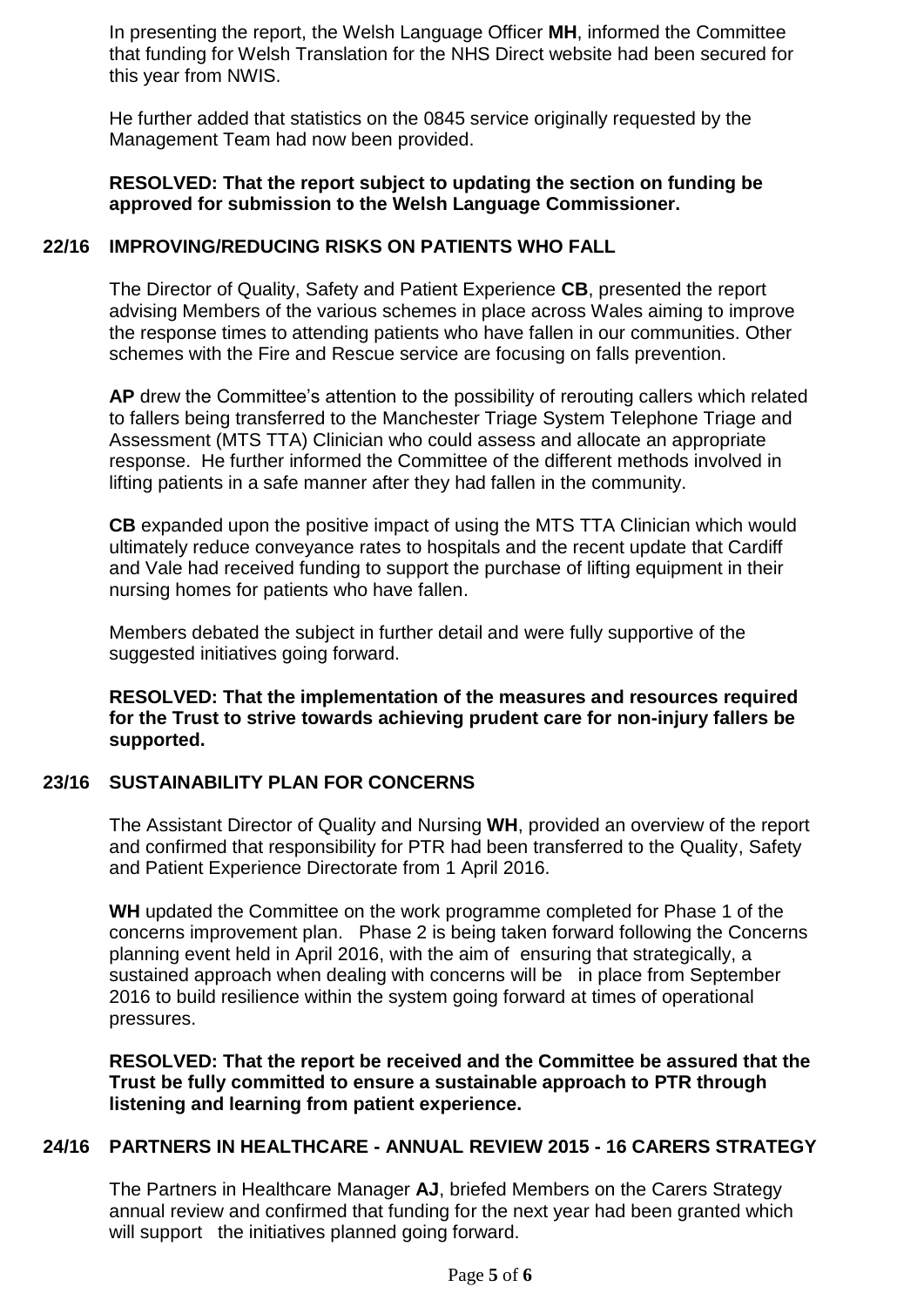In presenting the report, the Welsh Language Officer **MH**, informed the Committee that funding for Welsh Translation for the NHS Direct website had been secured for this year from NWIS.

He further added that statistics on the 0845 service originally requested by the Management Team had now been provided.

**RESOLVED: That the report subject to updating the section on funding be approved for submission to the Welsh Language Commissioner.**

## 22/16 IMPROVING/REDUCING RISKS ON PATIENTS WHO FALL

The Director of Quality, Safety and Patient Experience **CB**, presented the report advising Members of the various schemes in place across Wales aiming to improve the response times to attending patients who have fallen in our communities. Other schemes with the Fire and Rescue service are focusing on falls prevention.

**AP** drew the Committee's attention to the possibility of rerouting callers which related to fallers being transferred to the Manchester Triage System Telephone Triage and Assessment (MTS TTA) Clinician who could assess and allocate an appropriate response. He further informed the Committee of the different methods involved in lifting patients in a safe manner after they had fallen in the community.

**CB** expanded upon the positive impact of using the MTS TTA Clinician which would ultimately reduce conveyance rates to hospitals and the recent update that Cardiff and Vale had received funding to support the purchase of lifting equipment in their nursing homes for patients who have fallen.

Members debated the subject in further detail and were fully supportive of the suggested initiatives going forward.

**RESOLVED: That the implementation of the measures and resources required for the Trust to strive towards achieving prudent care for non-injury fallers be supported.**

## 23/16 SUSTAINABILITY PLAN FOR CONCERNS

The Assistant Director of Quality and Nursing **WH**, provided an overview of the report and confirmed that responsibility for PTR had been transferred to the Quality, Safety and Patient Experience Directorate from 1 April 2016.

**WH** updated the Committee on the work programme completed for Phase 1 of the concerns improvement plan. Phase 2 is being taken forward following the Concerns planning event held in April 2016, with the aim of ensuring that strategically, a sustained approach when dealing with concerns will be in place from September 2016 to build resilience within the system going forward at times of operational pressures.

**RESOLVED: That the report be received and the Committee be assured that the Trust be fully committed to ensure a sustainable approach to PTR through listening and learning from patient experience.**

## 24/16 PARTNERS IN HEALTHCARE - ANNUAL REVIEW 2015 - 16 CARERS STRATEGY

The Partners in Healthcare Manager **AJ**, briefed Members on the Carers Strategy annual review and confirmed that funding for the next year had been granted which will support the initiatives planned going forward.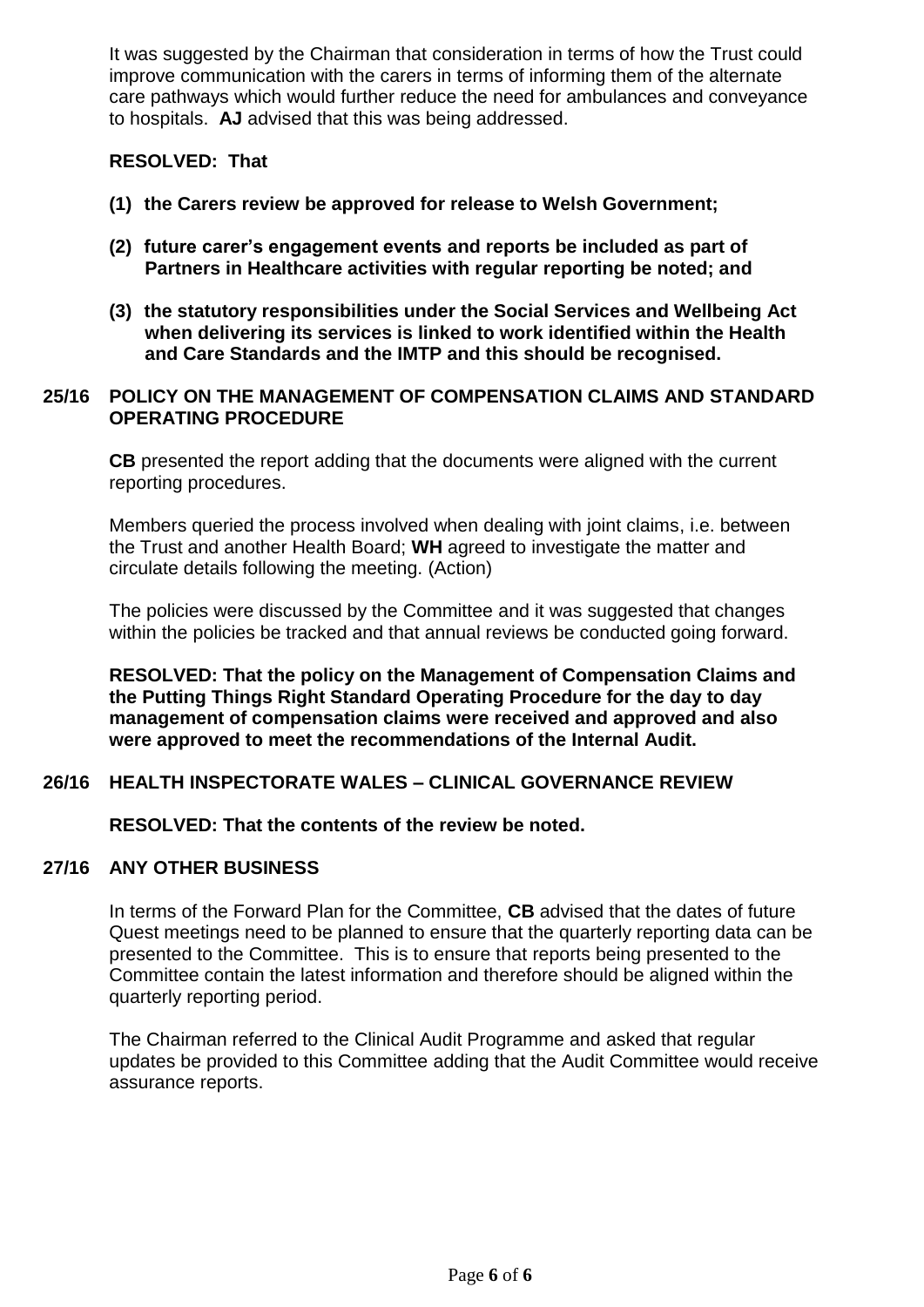It was suggested by the Chairman that consideration in terms of how the Trust could improve communication with the carers in terms of informing them of the alternate care pathways which would further reduce the need for ambulances and conveyance to hospitals. **AJ** advised that this was being addressed.

**RESOLVED: That**

**(1) the Carers review be approved for release to Welsh Government;**

**(2) future carer's engagement events and reports be included as part of Partners in Healthcare activities with regular reporting be noted; and**

**(3) the statutory responsibilities under the Social Services and Wellbeing Act when delivering its services is linked to work identified within the Health and Care Standards and the IMTP and this should be recognised.**

## 25/16 POLICY ON THE MANAGEMENT OF COMPENSATION CLAIMS AND STANDARD OPERATING PROCEDURE

**CB** presented the report adding that the documents were aligned with the current reporting procedures.

Members queried the process involved when dealing with joint claims, i.e. between the Trust and another Health Board; **WH** agreed to investigate the matter and circulate details following the meeting. (Action)

The policies were discussed by the Committee and it was suggested that changes within the policies be tracked and that annual reviews be conducted going forward.

**RESOLVED: That the policy on the Management of Compensation Claims and the Putting Things Right Standard Operating Procedure for the day to day management of compensation claims were received and approved and also were approved to meet the recommendations of the Internal Audit.**

## 26/16 HEALTH INSPECTORATE WALES – CLINICAL GOVERNANCE REVIEW

**RESOLVED: That the contents of the review be noted.**

## 27/16 ANY OTHER BUSINESS

In terms of the Forward Plan for the Committee, **CB** advised that the dates of future Quest meetings need to be planned to ensure that the quarterly reporting data can be presented to the Committee. This is to ensure that reports being presented to the Committee contain the latest information and therefore should be aligned within the quarterly reporting period.

The Chairman referred to the Clinical Audit Programme and asked that regular updates be provided to this Committee adding that the Audit Committee would receive assurance reports.